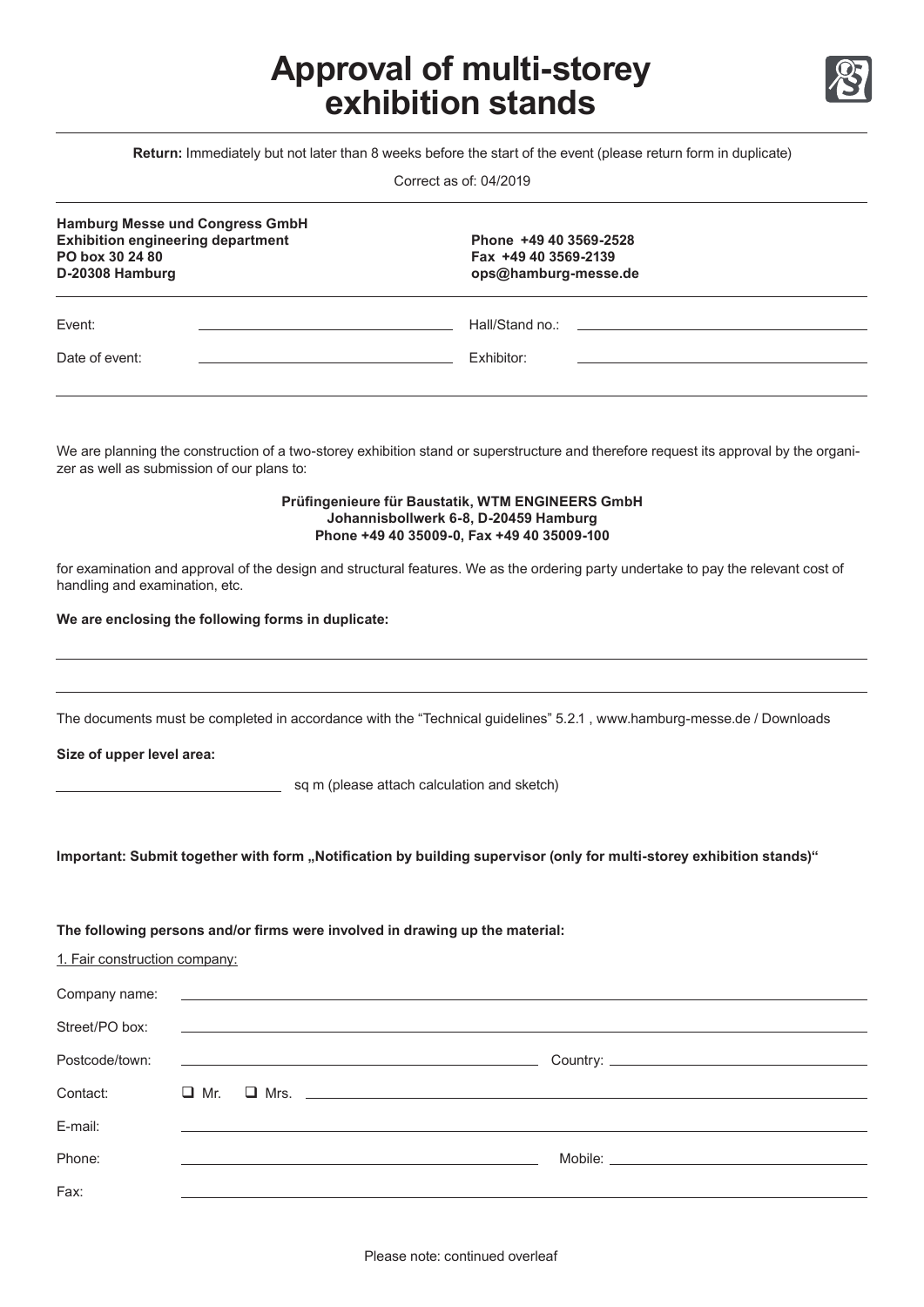# Approval of multi-storey exhibition stands

**Return:** Immediately but not later than 8 weeks before the start of the event (please return form in duplicate)

Correct as of: 04/2019

**Hamburg Messe und Congress GmbH**
**Exhibition engineering department**
**PO box 30 24 80**
**D-20308 Hamburg**

**Phone +49 40 3569-2528**
**Fax +49 40 3569-2139**
**ops@hamburg-messe.de**

Event: ____________________ Hall/Stand no.: ____________________

Date of event: ____________________ Exhibitor: ____________________

We are planning the construction of a two-storey exhibition stand or superstructure and therefore request its approval by the organizer as well as submission of our plans to:

**Prüfingenieure für Baustatik, WTM ENGINEERS GmbH**
**Johannisbollwerk 6-8, D-20459 Hamburg**
**Phone +49 40 35009-0, Fax +49 40 35009-100**

for examination and approval of the design and structural features. We as the ordering party undertake to pay the relevant cost of handling and examination, etc.

**We are enclosing the following forms in duplicate:**

____________________

____________________

The documents must be completed in accordance with the "Technical guidelines" 5.2.1 , www.hamburg-messe.de / Downloads

**Size of upper level area:**

____________________ sq m (please attach calculation and sketch)

**Important: Submit together with form „Notification by building supervisor (only for multi-storey exhibition stands)"**

**The following persons and/or firms were involved in drawing up the material:**

1. Fair construction company:

Company name: ____________________

Street/PO box: ____________________

Postcode/town: ____________________ Country: ____________________

Contact: ❑ Mr. ❑ Mrs. ____________________

E-mail: ____________________

Phone: ____________________ Mobile: ____________________

Fax: ____________________

Please note: continued overleaf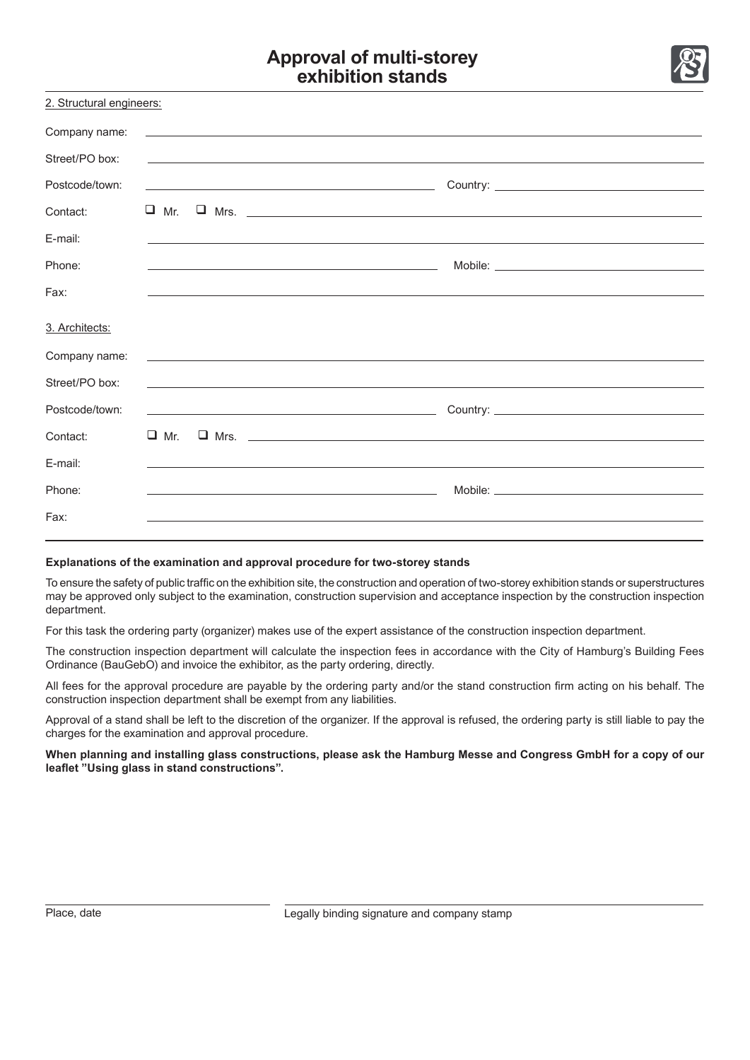# Approval of multi-storey exhibition stands

2. Structural engineers:

Company name: ______________________________

Street/PO box: ______________________________

Postcode/town: ______________________________ Country: ______________________________

Contact: ❑ Mr. ❑ Mrs. ______________________________

E-mail: ______________________________

Phone: ______________________________ Mobile: ______________________________

Fax: ______________________________

3. Architects:

Company name: ______________________________

Street/PO box: ______________________________

Postcode/town: ______________________________ Country: ______________________________

Contact: ❑ Mr. ❑ Mrs. ______________________________

E-mail: ______________________________

Phone: ______________________________ Mobile: ______________________________

Fax: ______________________________

**Explanations of the examination and approval procedure for two-storey stands**

To ensure the safety of public traffic on the exhibition site, the construction and operation of two-storey exhibition stands or superstructures may be approved only subject to the examination, construction supervision and acceptance inspection by the construction inspection department.

For this task the ordering party (organizer) makes use of the expert assistance of the construction inspection department.

The construction inspection department will calculate the inspection fees in accordance with the City of Hamburg's Building Fees Ordinance (BauGebO) and invoice the exhibitor, as the party ordering, directly.

All fees for the approval procedure are payable by the ordering party and/or the stand construction firm acting on his behalf. The construction inspection department shall be exempt from any liabilities.

Approval of a stand shall be left to the discretion of the organizer. If the approval is refused, the ordering party is still liable to pay the charges for the examination and approval procedure.

**When planning and installing glass constructions, please ask the Hamburg Messe and Congress GmbH for a copy of our leaflet "Using glass in stand constructions".**

______________________________ ______________________________

Place, date Legally binding signature and company stamp